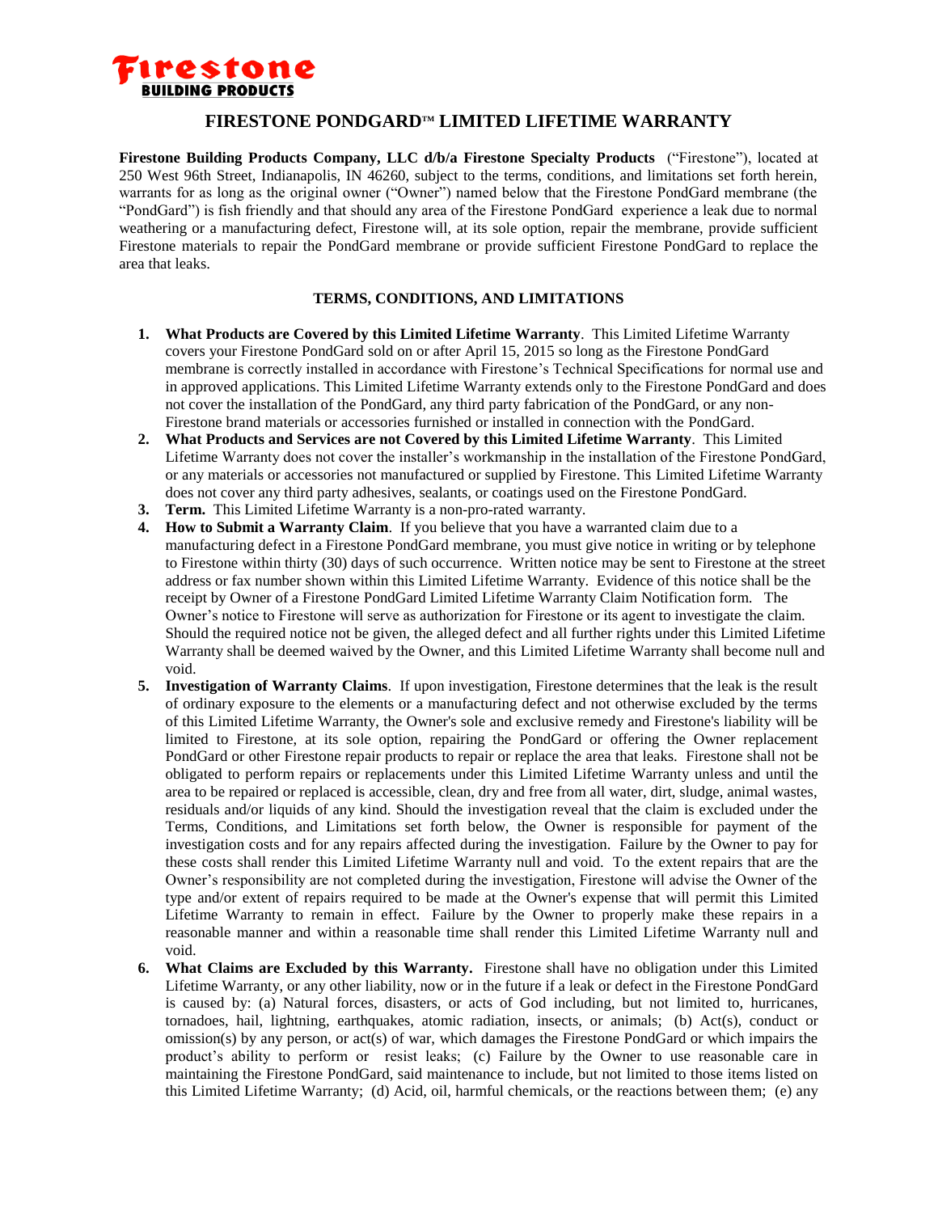**Firestone**
**BUILDING PRODUCTS**

# FIRESTONE PONDGARD™ LIMITED LIFETIME WARRANTY

**Firestone Building Products Company, LLC d/b/a Firestone Specialty Products** ("Firestone"), located at 250 West 96th Street, Indianapolis, IN 46260, subject to the terms, conditions, and limitations set forth herein, warrants for as long as the original owner ("Owner") named below that the Firestone PondGard membrane (the "PondGard") is fish friendly and that should any area of the Firestone PondGard experience a leak due to normal weathering or a manufacturing defect, Firestone will, at its sole option, repair the membrane, provide sufficient Firestone materials to repair the PondGard membrane or provide sufficient Firestone PondGard to replace the area that leaks.

## TERMS, CONDITIONS, AND LIMITATIONS

1. **What Products are Covered by this Limited Lifetime Warranty**. This Limited Lifetime Warranty covers your Firestone PondGard sold on or after April 15, 2015 so long as the Firestone PondGard membrane is correctly installed in accordance with Firestone's Technical Specifications for normal use and in approved applications. This Limited Lifetime Warranty extends only to the Firestone PondGard and does not cover the installation of the PondGard, any third party fabrication of the PondGard, or any non-Firestone brand materials or accessories furnished or installed in connection with the PondGard.
2. **What Products and Services are not Covered by this Limited Lifetime Warranty**. This Limited Lifetime Warranty does not cover the installer's workmanship in the installation of the Firestone PondGard, or any materials or accessories not manufactured or supplied by Firestone. This Limited Lifetime Warranty does not cover any third party adhesives, sealants, or coatings used on the Firestone PondGard.
3. **Term.** This Limited Lifetime Warranty is a non-pro-rated warranty.
4. **How to Submit a Warranty Claim**. If you believe that you have a warranted claim due to a manufacturing defect in a Firestone PondGard membrane, you must give notice in writing or by telephone to Firestone within thirty (30) days of such occurrence. Written notice may be sent to Firestone at the street address or fax number shown within this Limited Lifetime Warranty. Evidence of this notice shall be the receipt by Owner of a Firestone PondGard Limited Lifetime Warranty Claim Notification form. The Owner's notice to Firestone will serve as authorization for Firestone or its agent to investigate the claim. Should the required notice not be given, the alleged defect and all further rights under this Limited Lifetime Warranty shall be deemed waived by the Owner, and this Limited Lifetime Warranty shall become null and void.
5. **Investigation of Warranty Claims**. If upon investigation, Firestone determines that the leak is the result of ordinary exposure to the elements or a manufacturing defect and not otherwise excluded by the terms of this Limited Lifetime Warranty, the Owner's sole and exclusive remedy and Firestone's liability will be limited to Firestone, at its sole option, repairing the PondGard or offering the Owner replacement PondGard or other Firestone repair products to repair or replace the area that leaks. Firestone shall not be obligated to perform repairs or replacements under this Limited Lifetime Warranty unless and until the area to be repaired or replaced is accessible, clean, dry and free from all water, dirt, sludge, animal wastes, residuals and/or liquids of any kind. Should the investigation reveal that the claim is excluded under the Terms, Conditions, and Limitations set forth below, the Owner is responsible for payment of the investigation costs and for any repairs affected during the investigation. Failure by the Owner to pay for these costs shall render this Limited Lifetime Warranty null and void. To the extent repairs that are the Owner's responsibility are not completed during the investigation, Firestone will advise the Owner of the type and/or extent of repairs required to be made at the Owner's expense that will permit this Limited Lifetime Warranty to remain in effect. Failure by the Owner to properly make these repairs in a reasonable manner and within a reasonable time shall render this Limited Lifetime Warranty null and void.
6. **What Claims are Excluded by this Warranty.** Firestone shall have no obligation under this Limited Lifetime Warranty, or any other liability, now or in the future if a leak or defect in the Firestone PondGard is caused by: (a) Natural forces, disasters, or acts of God including, but not limited to, hurricanes, tornadoes, hail, lightning, earthquakes, atomic radiation, insects, or animals; (b) Act(s), conduct or omission(s) by any person, or act(s) of war, which damages the Firestone PondGard or which impairs the product's ability to perform or resist leaks; (c) Failure by the Owner to use reasonable care in maintaining the Firestone PondGard, said maintenance to include, but not limited to those items listed on this Limited Lifetime Warranty; (d) Acid, oil, harmful chemicals, or the reactions between them; (e) any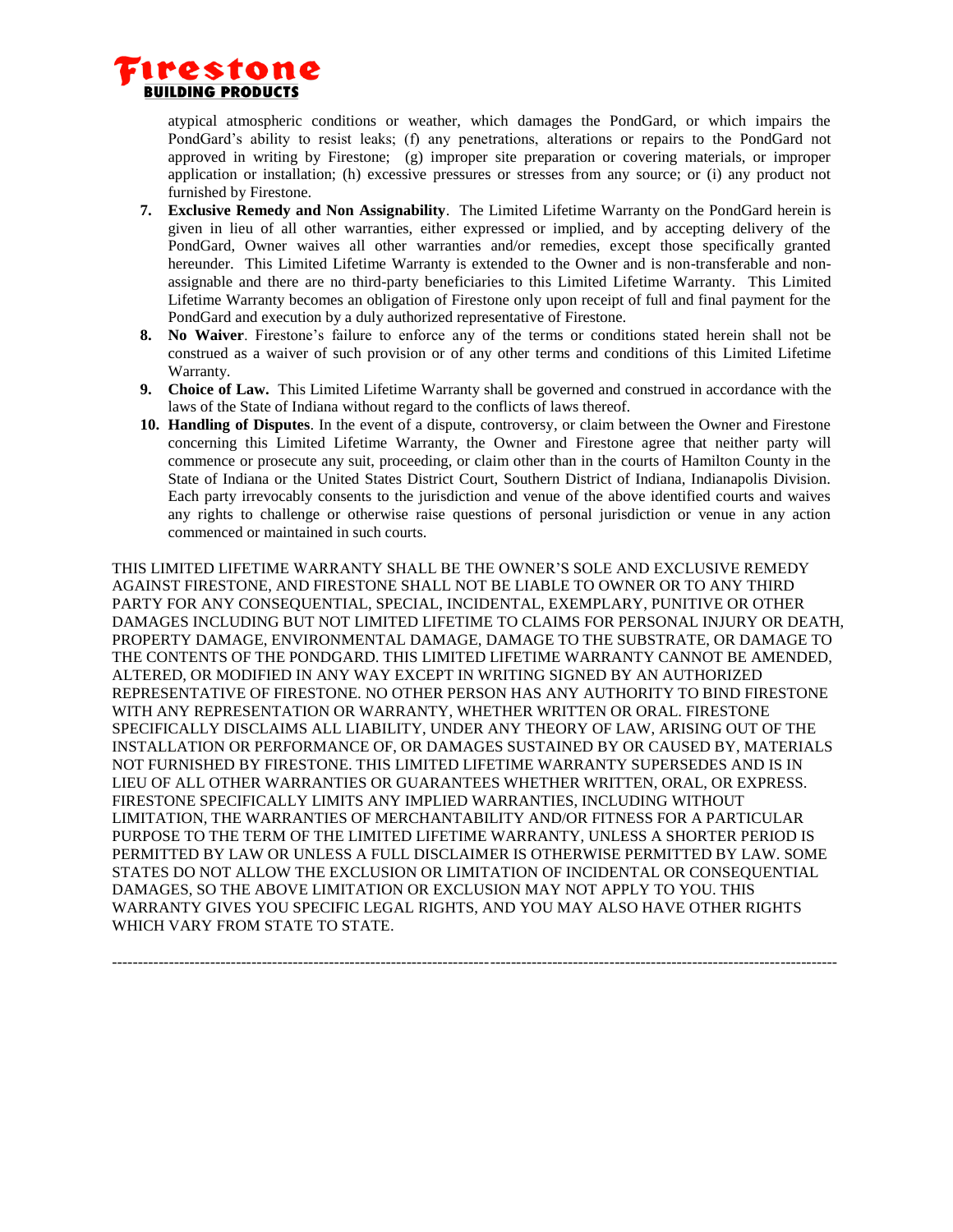atypical atmospheric conditions or weather, which damages the PondGard, or which impairs the PondGard's ability to resist leaks; (f) any penetrations, alterations or repairs to the PondGard not approved in writing by Firestone; (g) improper site preparation or covering materials, or improper application or installation; (h) excessive pressures or stresses from any source; or (i) any product not furnished by Firestone.

7. **Exclusive Remedy and Non Assignability**. The Limited Lifetime Warranty on the PondGard herein is given in lieu of all other warranties, either expressed or implied, and by accepting delivery of the PondGard, Owner waives all other warranties and/or remedies, except those specifically granted hereunder. This Limited Lifetime Warranty is extended to the Owner and is non-transferable and non-assignable and there are no third-party beneficiaries to this Limited Lifetime Warranty. This Limited Lifetime Warranty becomes an obligation of Firestone only upon receipt of full and final payment for the PondGard and execution by a duly authorized representative of Firestone.
8. **No Waiver**. Firestone's failure to enforce any of the terms or conditions stated herein shall not be construed as a waiver of such provision or of any other terms and conditions of this Limited Lifetime Warranty.
9. **Choice of Law.** This Limited Lifetime Warranty shall be governed and construed in accordance with the laws of the State of Indiana without regard to the conflicts of laws thereof.
10. **Handling of Disputes**. In the event of a dispute, controversy, or claim between the Owner and Firestone concerning this Limited Lifetime Warranty, the Owner and Firestone agree that neither party will commence or prosecute any suit, proceeding, or claim other than in the courts of Hamilton County in the State of Indiana or the United States District Court, Southern District of Indiana, Indianapolis Division. Each party irrevocably consents to the jurisdiction and venue of the above identified courts and waives any rights to challenge or otherwise raise questions of personal jurisdiction or venue in any action commenced or maintained in such courts.

THIS LIMITED LIFETIME WARRANTY SHALL BE THE OWNER'S SOLE AND EXCLUSIVE REMEDY AGAINST FIRESTONE, AND FIRESTONE SHALL NOT BE LIABLE TO OWNER OR TO ANY THIRD PARTY FOR ANY CONSEQUENTIAL, SPECIAL, INCIDENTAL, EXEMPLARY, PUNITIVE OR OTHER DAMAGES INCLUDING BUT NOT LIMITED LIFETIME TO CLAIMS FOR PERSONAL INJURY OR DEATH, PROPERTY DAMAGE, ENVIRONMENTAL DAMAGE, DAMAGE TO THE SUBSTRATE, OR DAMAGE TO THE CONTENTS OF THE PONDGARD. THIS LIMITED LIFETIME WARRANTY CANNOT BE AMENDED, ALTERED, OR MODIFIED IN ANY WAY EXCEPT IN WRITING SIGNED BY AN AUTHORIZED REPRESENTATIVE OF FIRESTONE. NO OTHER PERSON HAS ANY AUTHORITY TO BIND FIRESTONE WITH ANY REPRESENTATION OR WARRANTY, WHETHER WRITTEN OR ORAL. FIRESTONE SPECIFICALLY DISCLAIMS ALL LIABILITY, UNDER ANY THEORY OF LAW, ARISING OUT OF THE INSTALLATION OR PERFORMANCE OF, OR DAMAGES SUSTAINED BY OR CAUSED BY, MATERIALS NOT FURNISHED BY FIRESTONE. THIS LIMITED LIFETIME WARRANTY SUPERSEDES AND IS IN LIEU OF ALL OTHER WARRANTIES OR GUARANTEES WHETHER WRITTEN, ORAL, OR EXPRESS. FIRESTONE SPECIFICALLY LIMITS ANY IMPLIED WARRANTIES, INCLUDING WITHOUT LIMITATION, THE WARRANTIES OF MERCHANTABILITY AND/OR FITNESS FOR A PARTICULAR PURPOSE TO THE TERM OF THE LIMITED LIFETIME WARRANTY, UNLESS A SHORTER PERIOD IS PERMITTED BY LAW OR UNLESS A FULL DISCLAIMER IS OTHERWISE PERMITTED BY LAW. SOME STATES DO NOT ALLOW THE EXCLUSION OR LIMITATION OF INCIDENTAL OR CONSEQUENTIAL DAMAGES, SO THE ABOVE LIMITATION OR EXCLUSION MAY NOT APPLY TO YOU. THIS WARRANTY GIVES YOU SPECIFIC LEGAL RIGHTS, AND YOU MAY ALSO HAVE OTHER RIGHTS WHICH VARY FROM STATE TO STATE.

---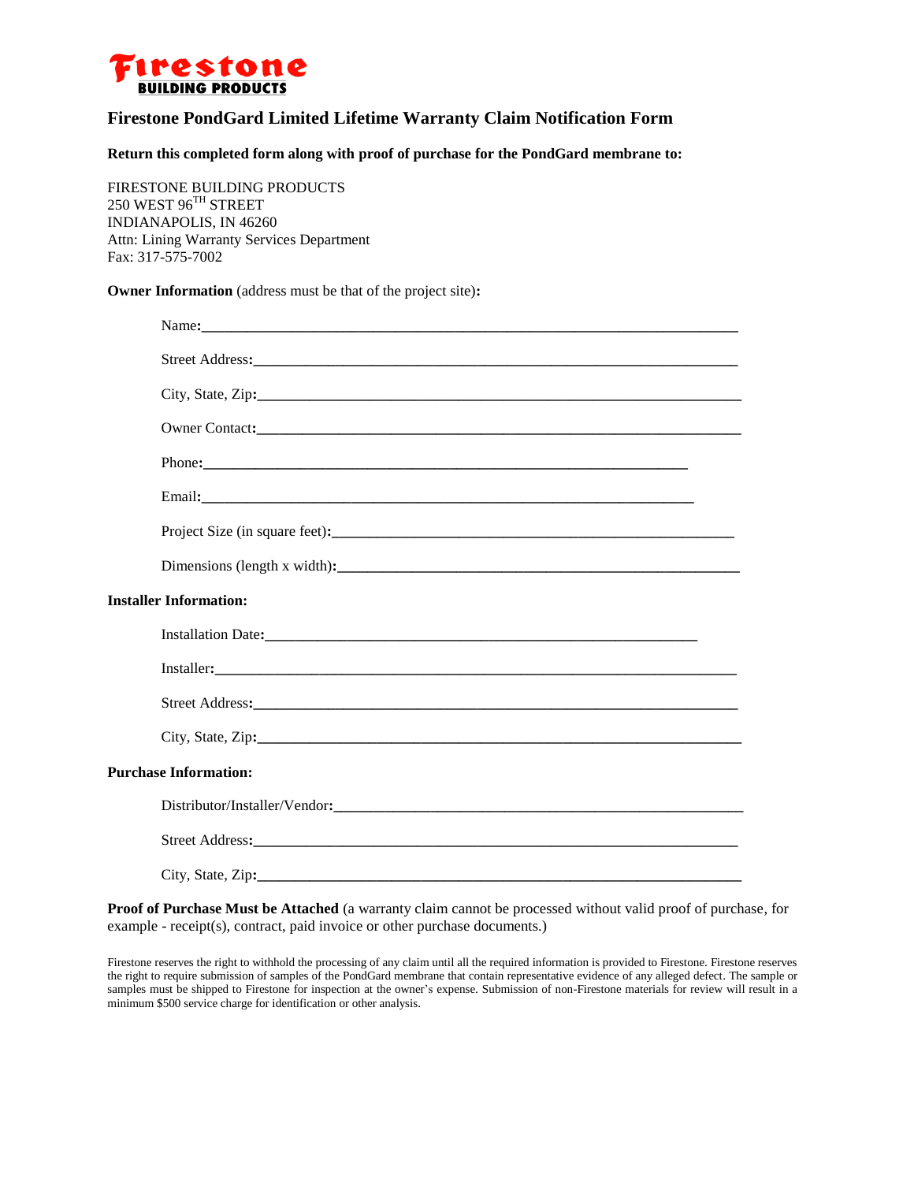Firestone
BUILDING PRODUCTS

# Firestone PondGard Limited Lifetime Warranty Claim Notification Form

**Return this completed form along with proof of purchase for the PondGard membrane to:**

FIRESTONE BUILDING PRODUCTS
250 WEST 96TH STREET
INDIANAPOLIS, IN 46260
Attn: Lining Warranty Services Department
Fax: 317-575-7002

**Owner Information** (address must be that of the project site)**:**

Name:______________________________________________________________

Street Address:_______________________________________________________

City, State, Zip:______________________________________________________

Owner Contact:_______________________________________________________

Phone:_____________________________________________________

Email:_____________________________________________________

Project Size (in square feet):__________________________________________

Dimensions (length x width):__________________________________________

**Installer Information:**

Installation Date:_____________________________________________

Installer:___________________________________________________________

Street Address:_______________________________________________________

City, State, Zip:______________________________________________________

**Purchase Information:**

Distributor/Installer/Vendor:___________________________________________

Street Address:_______________________________________________________

City, State, Zip:______________________________________________________

**Proof of Purchase Must be Attached** (a warranty claim cannot be processed without valid proof of purchase, for example - receipt(s), contract, paid invoice or other purchase documents.)

Firestone reserves the right to withhold the processing of any claim until all the required information is provided to Firestone. Firestone reserves the right to require submission of samples of the PondGard membrane that contain representative evidence of any alleged defect. The sample or samples must be shipped to Firestone for inspection at the owner's expense. Submission of non-Firestone materials for review will result in a minimum $500 service charge for identification or other analysis.